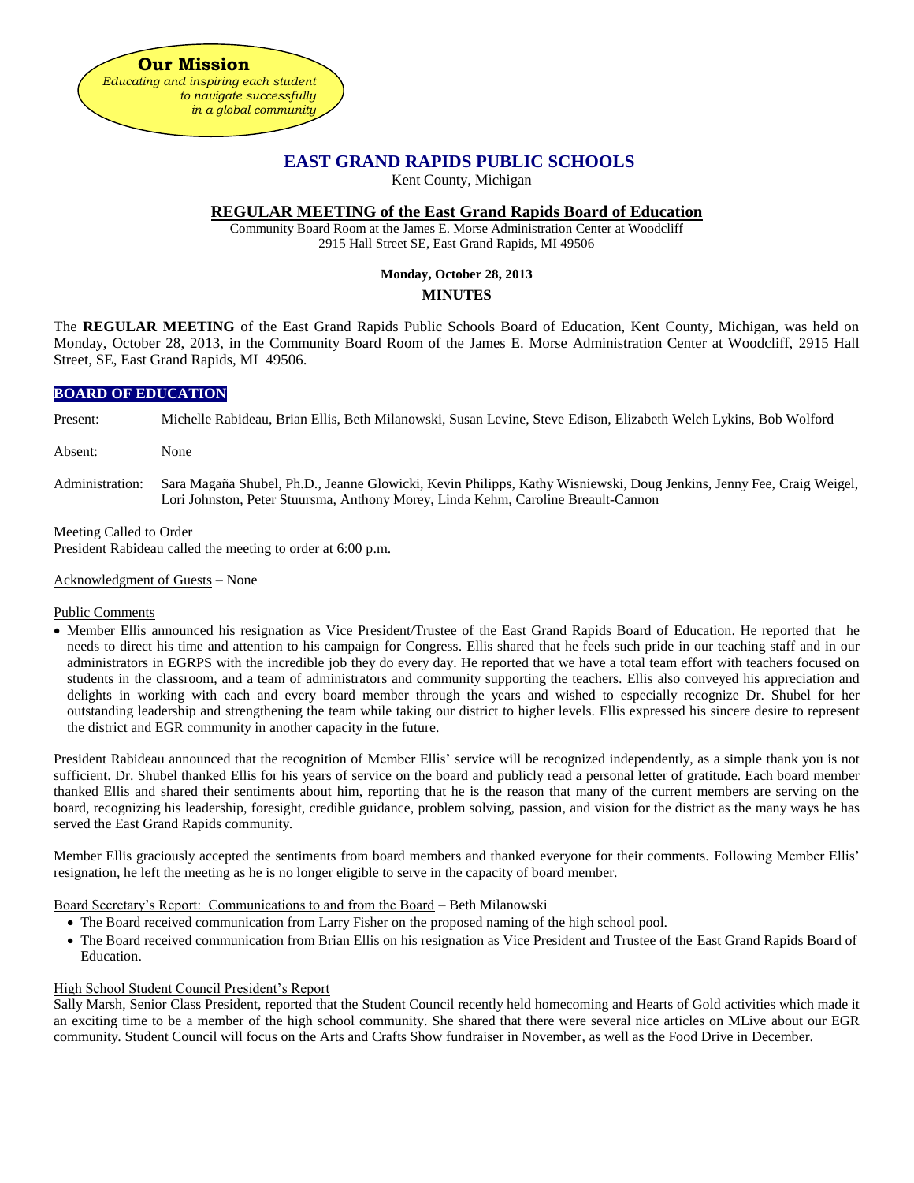**Our Mission**

*Educating and inspiring each student to navigate successfully in a global community*

# EAST GRAND RAPIDS PUBLIC SCHOOLS

Kent County, Michigan

## REGULAR MEETING of the East Grand Rapids Board of Education

Community Board Room at the James E. Morse Administration Center at Woodcliff
2915 Hall Street SE, East Grand Rapids, MI 49506

**Monday, October 28, 2013**

**MINUTES**

The **REGULAR MEETING** of the East Grand Rapids Public Schools Board of Education, Kent County, Michigan, was held on Monday, October 28, 2013, in the Community Board Room of the James E. Morse Administration Center at Woodcliff, 2915 Hall Street, SE, East Grand Rapids, MI 49506.

### BOARD OF EDUCATION

Present: Michelle Rabideau, Brian Ellis, Beth Milanowski, Susan Levine, Steve Edison, Elizabeth Welch Lykins, Bob Wolford

Absent: None

Administration: Sara Magaña Shubel, Ph.D., Jeanne Glowicki, Kevin Philipps, Kathy Wisniewski, Doug Jenkins, Jenny Fee, Craig Weigel, Lori Johnston, Peter Stuursma, Anthony Morey, Linda Kehm, Caroline Breault-Cannon

Meeting Called to Order
President Rabideau called the meeting to order at 6:00 p.m.

Acknowledgment of Guests – None

Public Comments

- Member Ellis announced his resignation as Vice President/Trustee of the East Grand Rapids Board of Education. He reported that he needs to direct his time and attention to his campaign for Congress. Ellis shared that he feels such pride in our teaching staff and in our administrators in EGRPS with the incredible job they do every day. He reported that we have a total team effort with teachers focused on students in the classroom, and a team of administrators and community supporting the teachers. Ellis also conveyed his appreciation and delights in working with each and every board member through the years and wished to especially recognize Dr. Shubel for her outstanding leadership and strengthening the team while taking our district to higher levels. Ellis expressed his sincere desire to represent the district and EGR community in another capacity in the future.

President Rabideau announced that the recognition of Member Ellis' service will be recognized independently, as a simple thank you is not sufficient. Dr. Shubel thanked Ellis for his years of service on the board and publicly read a personal letter of gratitude. Each board member thanked Ellis and shared their sentiments about him, reporting that he is the reason that many of the current members are serving on the board, recognizing his leadership, foresight, credible guidance, problem solving, passion, and vision for the district as the many ways he has served the East Grand Rapids community.

Member Ellis graciously accepted the sentiments from board members and thanked everyone for their comments. Following Member Ellis' resignation, he left the meeting as he is no longer eligible to serve in the capacity of board member.

Board Secretary's Report: Communications to and from the Board – Beth Milanowski

- The Board received communication from Larry Fisher on the proposed naming of the high school pool.
- The Board received communication from Brian Ellis on his resignation as Vice President and Trustee of the East Grand Rapids Board of Education.

High School Student Council President's Report
Sally Marsh, Senior Class President, reported that the Student Council recently held homecoming and Hearts of Gold activities which made it an exciting time to be a member of the high school community. She shared that there were several nice articles on MLive about our EGR community. Student Council will focus on the Arts and Crafts Show fundraiser in November, as well as the Food Drive in December.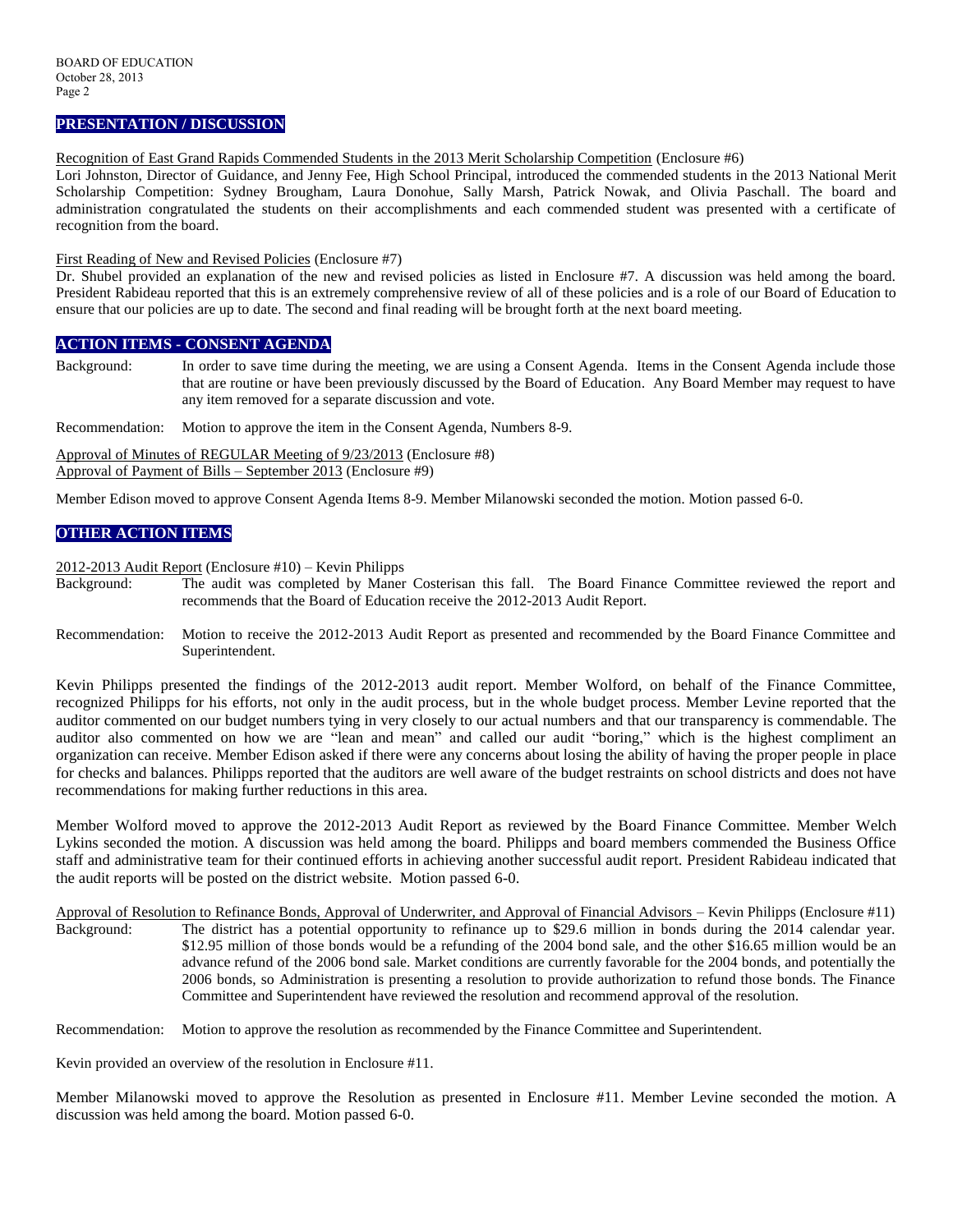## PRESENTATION / DISCUSSION

Recognition of East Grand Rapids Commended Students in the 2013 Merit Scholarship Competition (Enclosure #6)

Lori Johnston, Director of Guidance, and Jenny Fee, High School Principal, introduced the commended students in the 2013 National Merit Scholarship Competition: Sydney Brougham, Laura Donohue, Sally Marsh, Patrick Nowak, and Olivia Paschall. The board and administration congratulated the students on their accomplishments and each commended student was presented with a certificate of recognition from the board.

First Reading of New and Revised Policies (Enclosure #7)

Dr. Shubel provided an explanation of the new and revised policies as listed in Enclosure #7. A discussion was held among the board. President Rabideau reported that this is an extremely comprehensive review of all of these policies and is a role of our Board of Education to ensure that our policies are up to date. The second and final reading will be brought forth at the next board meeting.

## ACTION ITEMS - CONSENT AGENDA

Background: In order to save time during the meeting, we are using a Consent Agenda. Items in the Consent Agenda include those that are routine or have been previously discussed by the Board of Education. Any Board Member may request to have any item removed for a separate discussion and vote.

Recommendation: Motion to approve the item in the Consent Agenda, Numbers 8-9.

Approval of Minutes of REGULAR Meeting of 9/23/2013 (Enclosure #8)
Approval of Payment of Bills – September 2013 (Enclosure #9)

Member Edison moved to approve Consent Agenda Items 8-9. Member Milanowski seconded the motion. Motion passed 6-0.

## OTHER ACTION ITEMS

2012-2013 Audit Report (Enclosure #10) – Kevin Philipps

Background: The audit was completed by Maner Costerisan this fall. The Board Finance Committee reviewed the report and recommends that the Board of Education receive the 2012-2013 Audit Report.

Recommendation: Motion to receive the 2012-2013 Audit Report as presented and recommended by the Board Finance Committee and Superintendent.

Kevin Philipps presented the findings of the 2012-2013 audit report. Member Wolford, on behalf of the Finance Committee, recognized Philipps for his efforts, not only in the audit process, but in the whole budget process. Member Levine reported that the auditor commented on our budget numbers tying in very closely to our actual numbers and that our transparency is commendable. The auditor also commented on how we are "lean and mean" and called our audit "boring," which is the highest compliment an organization can receive. Member Edison asked if there were any concerns about losing the ability of having the proper people in place for checks and balances. Philipps reported that the auditors are well aware of the budget restraints on school districts and does not have recommendations for making further reductions in this area.

Member Wolford moved to approve the 2012-2013 Audit Report as reviewed by the Board Finance Committee. Member Welch Lykins seconded the motion. A discussion was held among the board. Philipps and board members commended the Business Office staff and administrative team for their continued efforts in achieving another successful audit report. President Rabideau indicated that the audit reports will be posted on the district website. Motion passed 6-0.

Approval of Resolution to Refinance Bonds, Approval of Underwriter, and Approval of Financial Advisors – Kevin Philipps (Enclosure #11)

Background: The district has a potential opportunity to refinance up to $29.6 million in bonds during the 2014 calendar year. $12.95 million of those bonds would be a refunding of the 2004 bond sale, and the other $16.65 million would be an advance refund of the 2006 bond sale. Market conditions are currently favorable for the 2004 bonds, and potentially the 2006 bonds, so Administration is presenting a resolution to provide authorization to refund those bonds. The Finance Committee and Superintendent have reviewed the resolution and recommend approval of the resolution.

Recommendation: Motion to approve the resolution as recommended by the Finance Committee and Superintendent.

Kevin provided an overview of the resolution in Enclosure #11.

Member Milanowski moved to approve the Resolution as presented in Enclosure #11. Member Levine seconded the motion. A discussion was held among the board. Motion passed 6-0.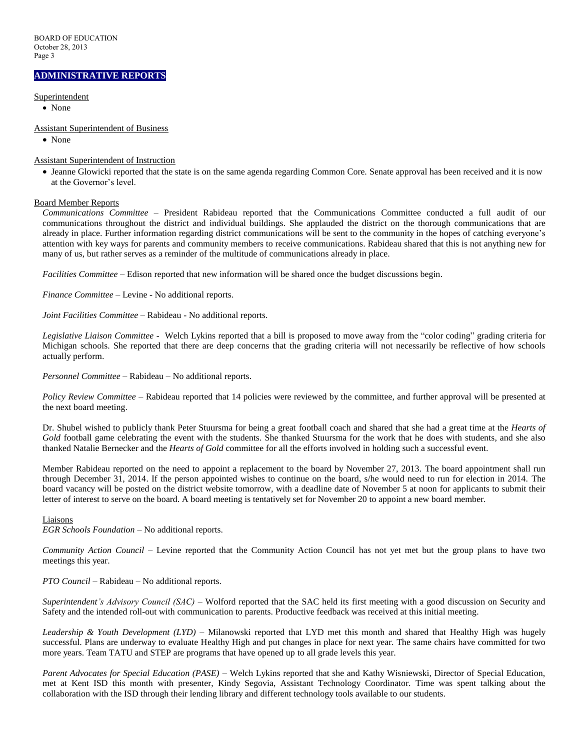## ADMINISTRATIVE REPORTS

Superintendent

- None

Assistant Superintendent of Business

- None

Assistant Superintendent of Instruction

- Jeanne Glowicki reported that the state is on the same agenda regarding Common Core. Senate approval has been received and it is now at the Governor's level.

Board Member Reports

*Communications Committee* – President Rabideau reported that the Communications Committee conducted a full audit of our communications throughout the district and individual buildings. She applauded the district on the thorough communications that are already in place. Further information regarding district communications will be sent to the community in the hopes of catching everyone's attention with key ways for parents and community members to receive communications. Rabideau shared that this is not anything new for many of us, but rather serves as a reminder of the multitude of communications already in place.

*Facilities Committee* – Edison reported that new information will be shared once the budget discussions begin.

*Finance Committee* – Levine - No additional reports.

*Joint Facilities Committee* – Rabideau - No additional reports.

*Legislative Liaison Committee* - Welch Lykins reported that a bill is proposed to move away from the "color coding" grading criteria for Michigan schools. She reported that there are deep concerns that the grading criteria will not necessarily be reflective of how schools actually perform.

*Personnel Committee* – Rabideau – No additional reports.

*Policy Review Committee* – Rabideau reported that 14 policies were reviewed by the committee, and further approval will be presented at the next board meeting.

Dr. Shubel wished to publicly thank Peter Stuursma for being a great football coach and shared that she had a great time at the *Hearts of Gold* football game celebrating the event with the students. She thanked Stuursma for the work that he does with students, and she also thanked Natalie Bernecker and the *Hearts of Gold* committee for all the efforts involved in holding such a successful event.

Member Rabideau reported on the need to appoint a replacement to the board by November 27, 2013. The board appointment shall run through December 31, 2014. If the person appointed wishes to continue on the board, s/he would need to run for election in 2014. The board vacancy will be posted on the district website tomorrow, with a deadline date of November 5 at noon for applicants to submit their letter of interest to serve on the board. A board meeting is tentatively set for November 20 to appoint a new board member.

Liaisons

*EGR Schools Foundation* – No additional reports.

*Community Action Council* – Levine reported that the Community Action Council has not yet met but the group plans to have two meetings this year.

*PTO Council* – Rabideau – No additional reports.

*Superintendent's Advisory Council (SAC)* – Wolford reported that the SAC held its first meeting with a good discussion on Security and Safety and the intended roll-out with communication to parents. Productive feedback was received at this initial meeting.

*Leadership & Youth Development (LYD)* – Milanowski reported that LYD met this month and shared that Healthy High was hugely successful. Plans are underway to evaluate Healthy High and put changes in place for next year. The same chairs have committed for two more years. Team TATU and STEP are programs that have opened up to all grade levels this year.

*Parent Advocates for Special Education (PASE)* – Welch Lykins reported that she and Kathy Wisniewski, Director of Special Education, met at Kent ISD this month with presenter, Kindy Segovia, Assistant Technology Coordinator. Time was spent talking about the collaboration with the ISD through their lending library and different technology tools available to our students.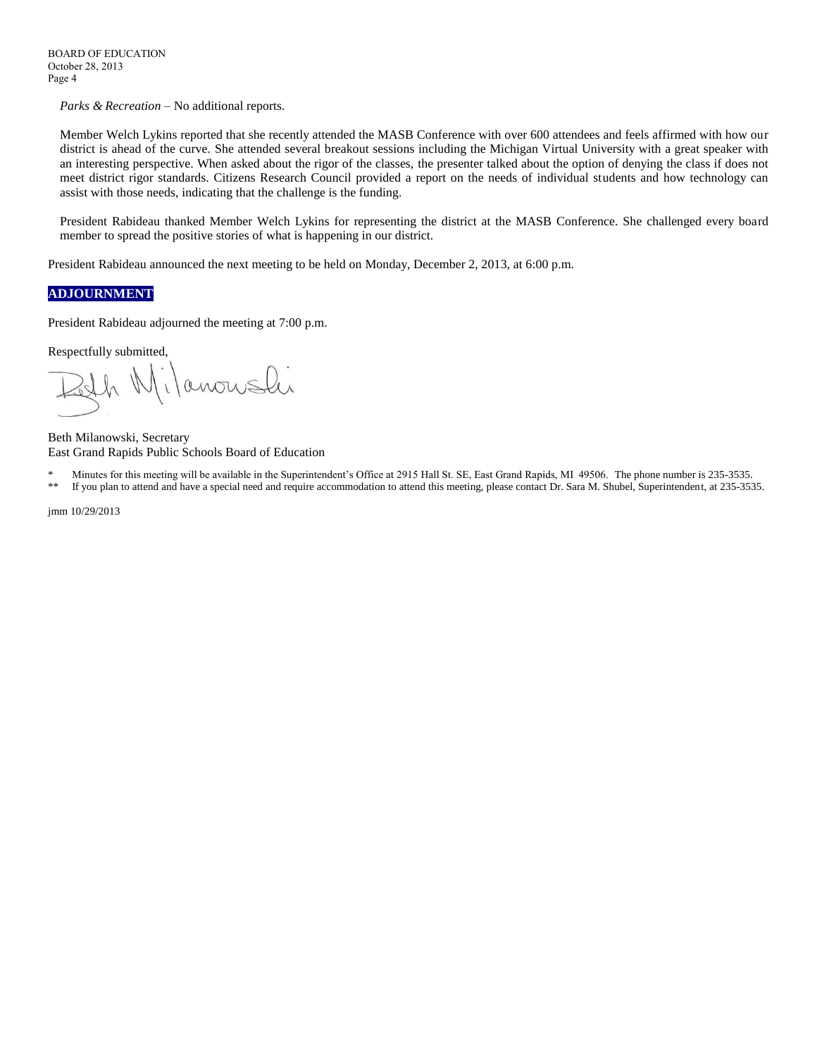*Parks & Recreation* – No additional reports.

Member Welch Lykins reported that she recently attended the MASB Conference with over 600 attendees and feels affirmed with how our district is ahead of the curve. She attended several breakout sessions including the Michigan Virtual University with a great speaker with an interesting perspective. When asked about the rigor of the classes, the presenter talked about the option of denying the class if does not meet district rigor standards. Citizens Research Council provided a report on the needs of individual students and how technology can assist with those needs, indicating that the challenge is the funding.

President Rabideau thanked Member Welch Lykins for representing the district at the MASB Conference. She challenged every board member to spread the positive stories of what is happening in our district.

President Rabideau announced the next meeting to be held on Monday, December 2, 2013, at 6:00 p.m.

## ADJOURNMENT

President Rabideau adjourned the meeting at 7:00 p.m.

Respectfully submitted,

Beth Milanowski

Beth Milanowski, Secretary
East Grand Rapids Public Schools Board of Education

\* Minutes for this meeting will be available in the Superintendent's Office at 2915 Hall St. SE, East Grand Rapids, MI 49506. The phone number is 235-3535.
\*\* If you plan to attend and have a special need and require accommodation to attend this meeting, please contact Dr. Sara M. Shubel, Superintendent, at 235-3535.

jmm 10/29/2013